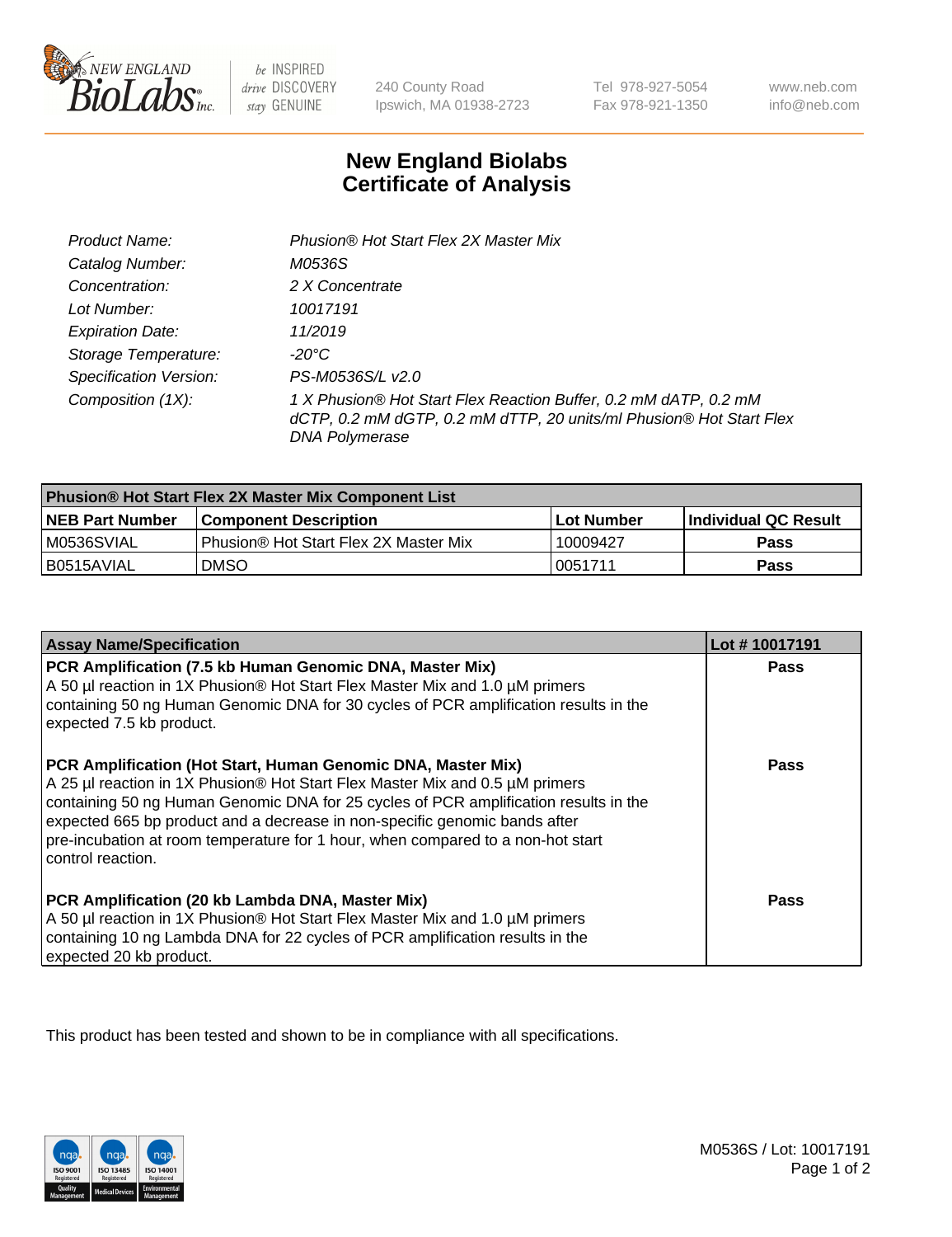New England BioLabs Inc. — be INSPIRED drive DISCOVERY stay GENUINE

240 County Road
Ipswich, MA 01938-2723

Tel 978-927-5054
Fax 978-921-1350

www.neb.com
info@neb.com

# New England Biolabs
# Certificate of Analysis

| | |
|---|---|
| *Product Name:* | *Phusion® Hot Start Flex 2X Master Mix* |
| *Catalog Number:* | *M0536S* |
| *Concentration:* | *2 X Concentrate* |
| *Lot Number:* | *10017191* |
| *Expiration Date:* | *11/2019* |
| *Storage Temperature:* | *-20°C* |
| *Specification Version:* | *PS-M0536S/L v2.0* |
| *Composition (1X):* | *1 X Phusion® Hot Start Flex Reaction Buffer, 0.2 mM dATP, 0.2 mM dCTP, 0.2 mM dGTP, 0.2 mM dTTP, 20 units/ml Phusion® Hot Start Flex DNA Polymerase* |

| Phusion® Hot Start Flex 2X Master Mix Component List | | | |
|---|---|---|---|
| **NEB Part Number** | **Component Description** | **Lot Number** | **Individual QC Result** |
| M0536SVIAL | Phusion® Hot Start Flex 2X Master Mix | 10009427 | **Pass** |
| B0515AVIAL | DMSO | 0051711 | **Pass** |

| Assay Name/Specification | Lot # 10017191 |
|---|---|
| **PCR Amplification (7.5 kb Human Genomic DNA, Master Mix)** A 50 µl reaction in 1X Phusion® Hot Start Flex Master Mix and 1.0 µM primers containing 50 ng Human Genomic DNA for 30 cycles of PCR amplification results in the expected 7.5 kb product. | **Pass** |
| **PCR Amplification (Hot Start, Human Genomic DNA, Master Mix)** A 25 µl reaction in 1X Phusion® Hot Start Flex Master Mix and 0.5 µM primers containing 50 ng Human Genomic DNA for 25 cycles of PCR amplification results in the expected 665 bp product and a decrease in non-specific genomic bands after pre-incubation at room temperature for 1 hour, when compared to a non-hot start control reaction. | **Pass** |
| **PCR Amplification (20 kb Lambda DNA, Master Mix)** A 50 µl reaction in 1X Phusion® Hot Start Flex Master Mix and 1.0 µM primers containing 10 ng Lambda DNA for 22 cycles of PCR amplification results in the expected 20 kb product. | **Pass** |

This product has been tested and shown to be in compliance with all specifications.

ISO 9001 Registered Quality Management | ISO 13485 Registered Medical Devices | ISO 14001 Registered Environmental Management

M0536S / Lot: 10017191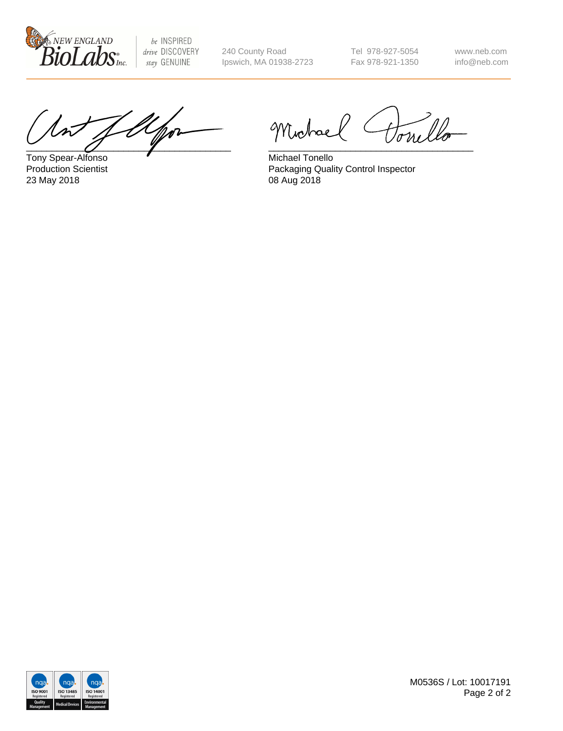Tony Spear-Alfonso
Production Scientist
23 May 2018

Michael Tonello
Packaging Quality Control Inspector
08 Aug 2018